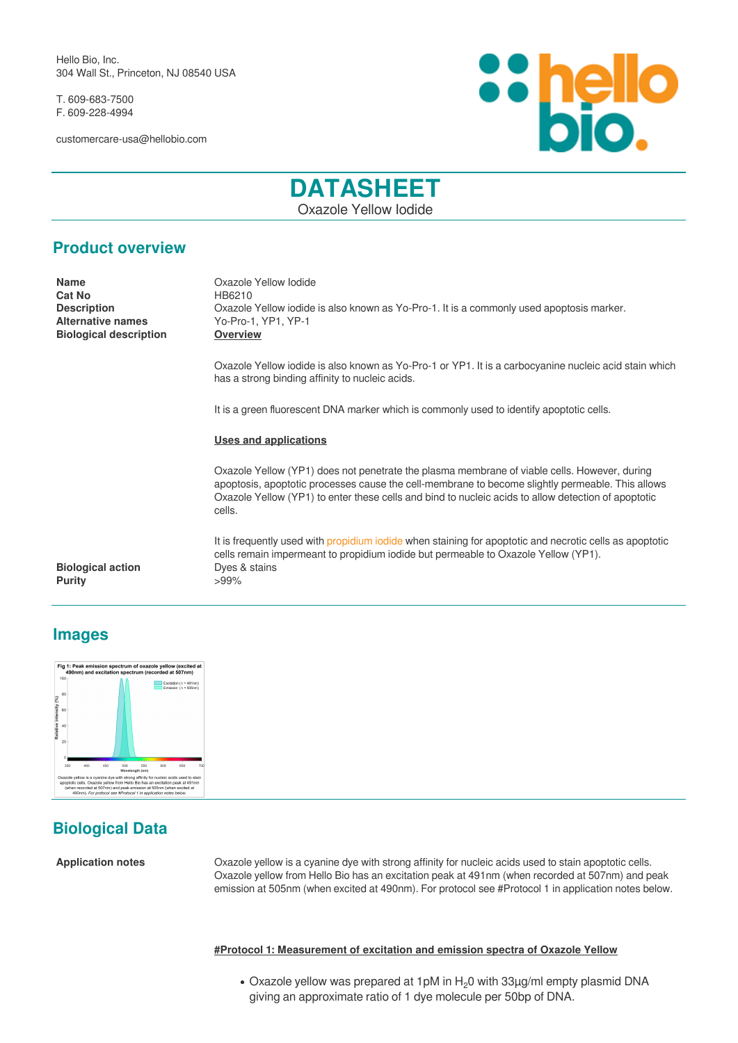Hello Bio, Inc.
304 Wall St., Princeton, NJ 08540 USA

T. 609-683-7500
F. 609-228-4994

customercare-usa@hellobio.com

# DATASHEET

Oxazole Yellow Iodide

## Product overview

| | |
|---|---|
| **Name** | Oxazole Yellow Iodide |
| **Cat No** | HB6210 |
| **Description** | Oxazole Yellow iodide is also known as Yo-Pro-1. It is a commonly used apoptosis marker. |
| **Alternative names** | Yo-Pro-1, YP1, YP-1 |
| **Biological description** | **Overview** |

Oxazole Yellow iodide is also known as Yo-Pro-1 or YP1. It is a carbocyanine nucleic acid stain which has a strong binding affinity to nucleic acids.

It is a green fluorescent DNA marker which is commonly used to identify apoptotic cells.

**Uses and applications**

Oxazole Yellow (YP1) does not penetrate the plasma membrane of viable cells. However, during apoptosis, apoptotic processes cause the cell-membrane to become slightly permeable. This allows Oxazole Yellow (YP1) to enter these cells and bind to nucleic acids to allow detection of apoptotic cells.

It is frequently used with propidium iodide when staining for apoptotic and necrotic cells as apoptotic cells remain impermeant to propidium iodide but permeable to Oxazole Yellow (YP1).

| | |
|---|---|
| **Biological action** | Dyes & stains |
| **Purity** | >99% |

## Images

Fig 1: Peak emission spectrum of oxazole yellow (excited at 490nm) and excitation spectrum (recorded at 507nm)

Oxazole yellow is a cyanine dye with strong affinity for nucleic acids used to stain apoptotic cells. Oxazole yellow from Hello Bio has an excitation peak at 491nm (when recorded at 507nm) and peak emission at 505nm (when excited at 490nm). *For protocol see #Protocol 1 in application notes below.*

## Biological Data

**Application notes**

Oxazole yellow is a cyanine dye with strong affinity for nucleic acids used to stain apoptotic cells. Oxazole yellow from Hello Bio has an excitation peak at 491nm (when recorded at 507nm) and peak emission at 505nm (when excited at 490nm). For protocol see #Protocol 1 in application notes below.

**#Protocol 1: Measurement of excitation and emission spectra of Oxazole Yellow**

- Oxazole yellow was prepared at 1pM in $H_2$0 with 33µg/ml empty plasmid DNA giving an approximate ratio of 1 dye molecule per 50bp of DNA.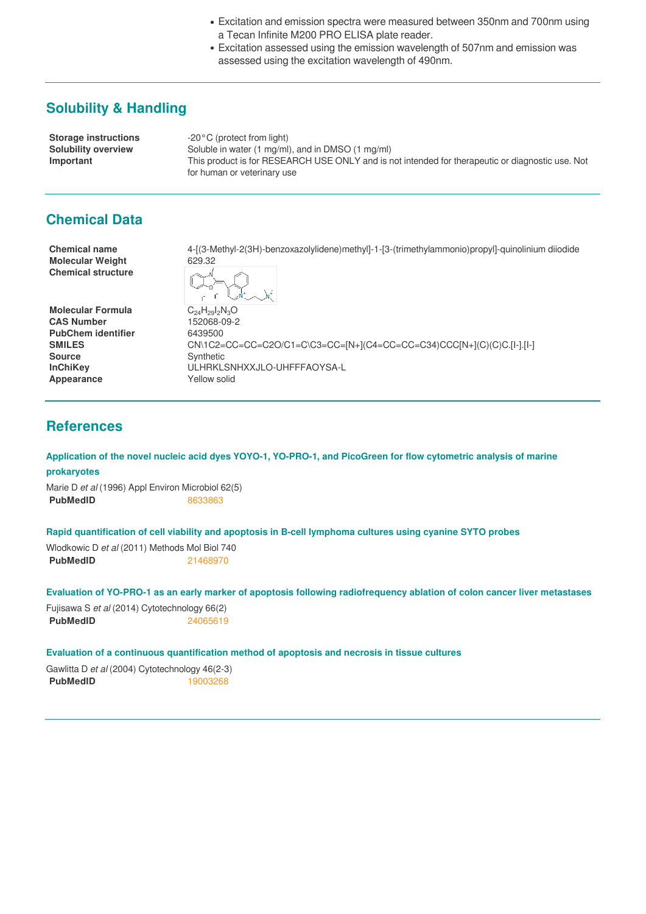- Excitation and emission spectra were measured between 350nm and 700nm using a Tecan Infinite M200 PRO ELISA plate reader.
- Excitation assessed using the emission wavelength of 507nm and emission was assessed using the excitation wavelength of 490nm.

## Solubility & Handling

| | |
|---|---|
| **Storage instructions** | -20°C (protect from light) |
| **Solubility overview** | Soluble in water (1 mg/ml), and in DMSO (1 mg/ml) |
| **Important** | This product is for RESEARCH USE ONLY and is not intended for therapeutic or diagnostic use. Not for human or veterinary use |

## Chemical Data

| | |
|---|---|
| **Chemical name** | 4-[(3-Methyl-2(3H)-benzoxazolylidene)methyl]-1-[3-(trimethylammonio)propyl]-quinolinium diiodide |
| **Molecular Weight** | 629.32 |
| **Chemical structure** | |
| **Molecular Formula** | $C_{24}H_{29}I_2N_3O$ |
| **CAS Number** | 152068-09-2 |
| **PubChem identifier** | 6439500 |
| **SMILES** | CN\1C2=CC=CC=C2O/C1=C\C3=CC=[N+](C4=CC=CC=C34)CCC[N+](C)(C)C.[I-].[I-] |
| **Source** | Synthetic |
| **InChiKey** | ULHRKLSNHXXJLO-UHFFFAOYSA-L |
| **Appearance** | Yellow solid |

## References

**Application of the novel nucleic acid dyes YOYO-1, YO-PRO-1, and PicoGreen for flow cytometric analysis of marine prokaryotes**

Marie D *et al* (1996) Appl Environ Microbiol 62(5)
**PubMedID** 8633863

**Rapid quantification of cell viability and apoptosis in B-cell lymphoma cultures using cyanine SYTO probes**

Wlodkowic D *et al* (2011) Methods Mol Biol 740
**PubMedID** 21468970

**Evaluation of YO-PRO-1 as an early marker of apoptosis following radiofrequency ablation of colon cancer liver metastases**

Fujisawa S *et al* (2014) Cytotechnology 66(2)
**PubMedID** 24065619

**Evaluation of a continuous quantification method of apoptosis and necrosis in tissue cultures**

Gawlitta D *et al* (2004) Cytotechnology 46(2-3)
**PubMedID** 19003268